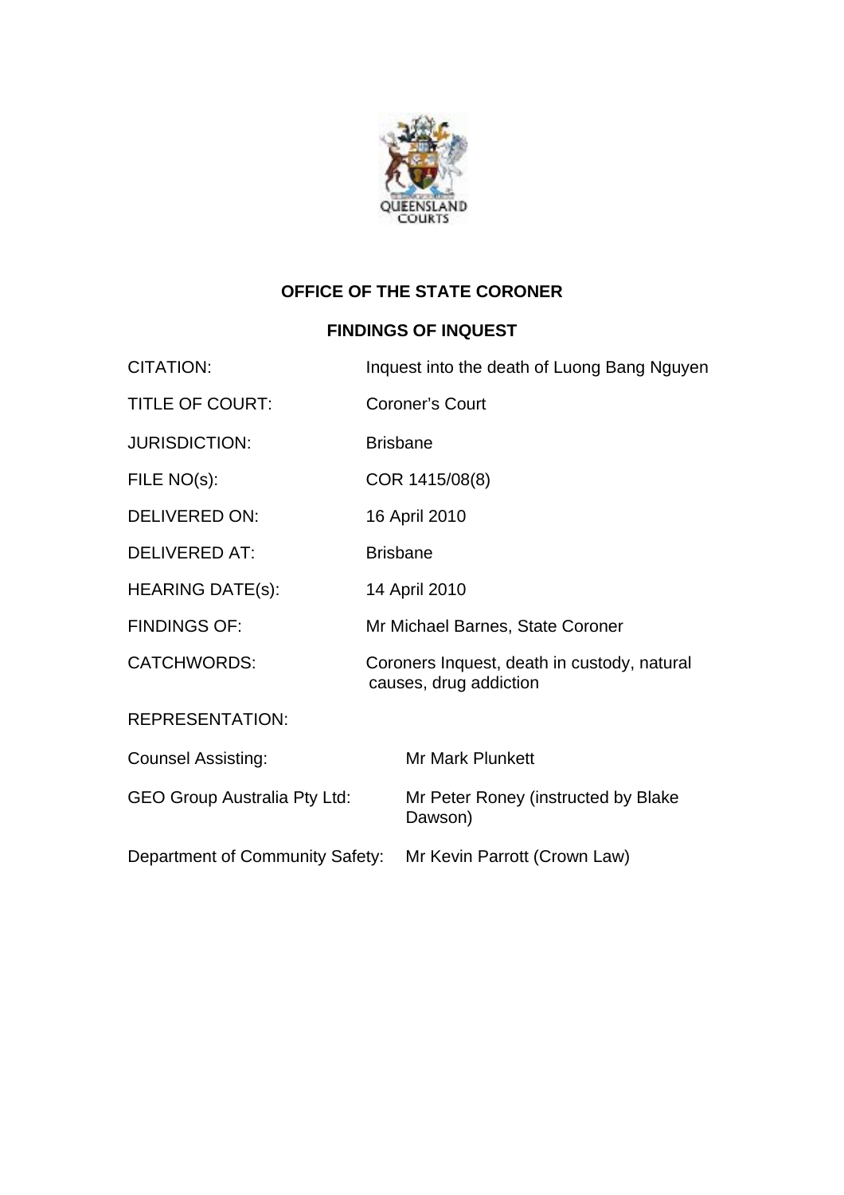QUEENSLAND COURTS

**OFFICE OF THE STATE CORONER**

**FINDINGS OF INQUEST**

| | |
|---|---|
| CITATION: | Inquest into the death of Luong Bang Nguyen |
| TITLE OF COURT: | Coroner's Court |
| JURISDICTION: | Brisbane |
| FILE NO(s): | COR 1415/08(8) |
| DELIVERED ON: | 16 April 2010 |
| DELIVERED AT: | Brisbane |
| HEARING DATE(s): | 14 April 2010 |
| FINDINGS OF: | Mr Michael Barnes, State Coroner |
| CATCHWORDS: | Coroners Inquest, death in custody, natural causes, drug addiction |

REPRESENTATION:

| | |
|---|---|
| Counsel Assisting: | Mr Mark Plunkett |
| GEO Group Australia Pty Ltd: | Mr Peter Roney (instructed by Blake Dawson) |
| Department of Community Safety: | Mr Kevin Parrott (Crown Law) |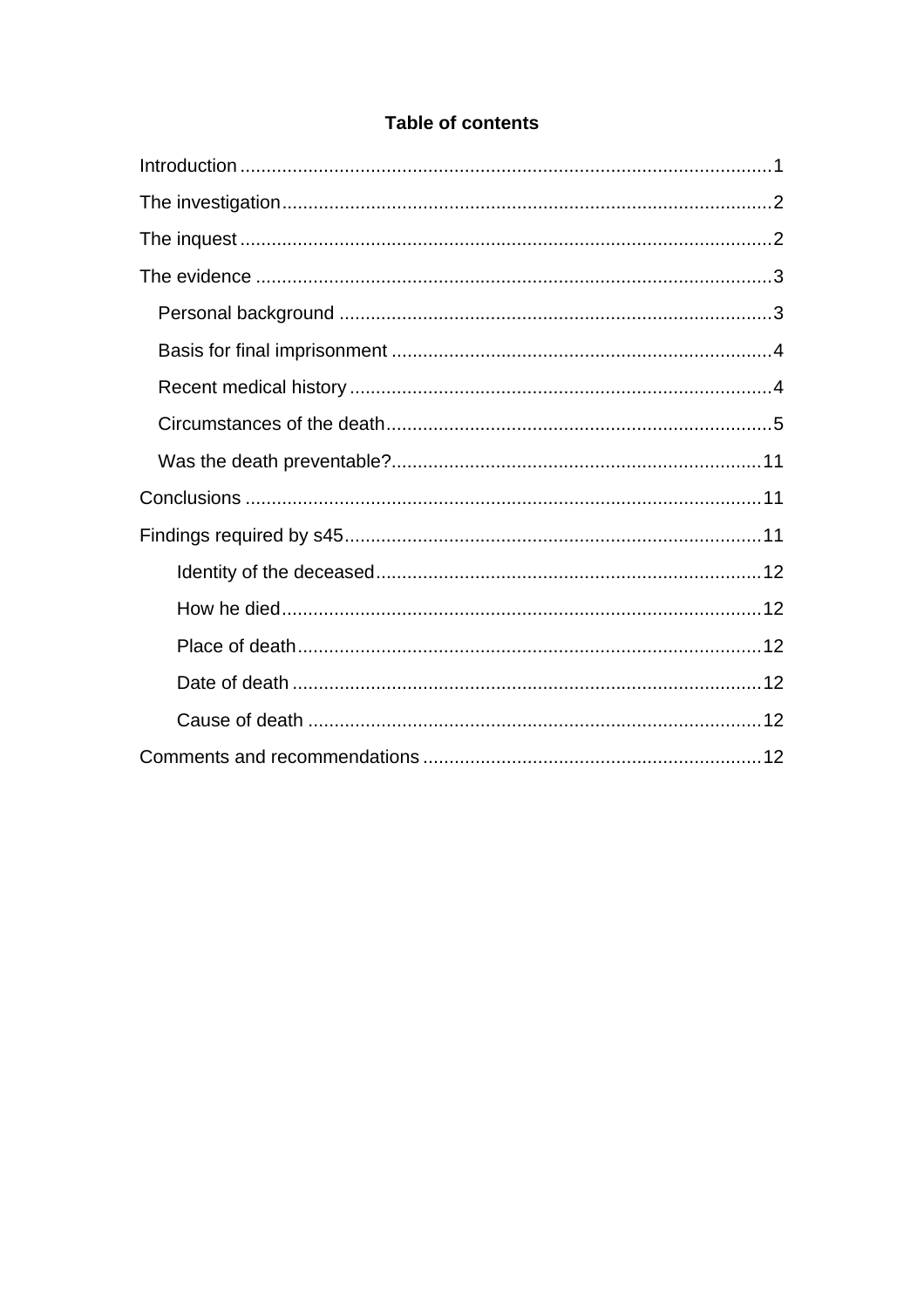**Table of contents**

- Introduction ........ 1
- The investigation ........ 2
- The inquest ........ 2
- The evidence ........ 3
  - Personal background ........ 3
  - Basis for final imprisonment ........ 4
  - Recent medical history ........ 4
  - Circumstances of the death ........ 5
  - Was the death preventable? ........ 11
- Conclusions ........ 11
- Findings required by s45 ........ 11
    - Identity of the deceased ........ 12
    - How he died ........ 12
    - Place of death ........ 12
    - Date of death ........ 12
    - Cause of death ........ 12
- Comments and recommendations ........ 12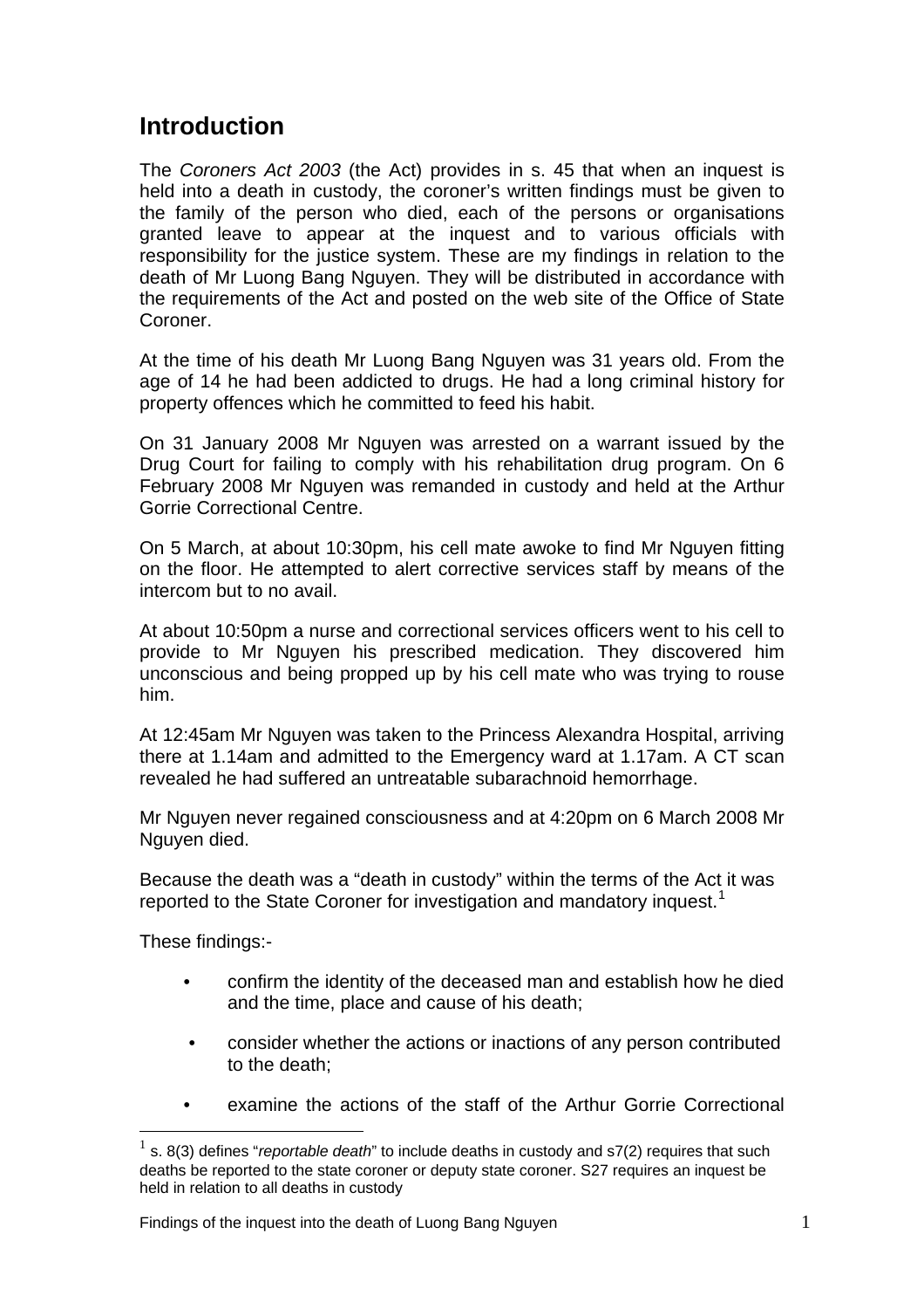## Introduction

The *Coroners Act 2003* (the Act) provides in s. 45 that when an inquest is held into a death in custody, the coroner's written findings must be given to the family of the person who died, each of the persons or organisations granted leave to appear at the inquest and to various officials with responsibility for the justice system. These are my findings in relation to the death of Mr Luong Bang Nguyen. They will be distributed in accordance with the requirements of the Act and posted on the web site of the Office of State Coroner.

At the time of his death Mr Luong Bang Nguyen was 31 years old. From the age of 14 he had been addicted to drugs. He had a long criminal history for property offences which he committed to feed his habit.

On 31 January 2008 Mr Nguyen was arrested on a warrant issued by the Drug Court for failing to comply with his rehabilitation drug program. On 6 February 2008 Mr Nguyen was remanded in custody and held at the Arthur Gorrie Correctional Centre.

On 5 March, at about 10:30pm, his cell mate awoke to find Mr Nguyen fitting on the floor. He attempted to alert corrective services staff by means of the intercom but to no avail.

At about 10:50pm a nurse and correctional services officers went to his cell to provide to Mr Nguyen his prescribed medication. They discovered him unconscious and being propped up by his cell mate who was trying to rouse him.

At 12:45am Mr Nguyen was taken to the Princess Alexandra Hospital, arriving there at 1.14am and admitted to the Emergency ward at 1.17am. A CT scan revealed he had suffered an untreatable subarachnoid hemorrhage.

Mr Nguyen never regained consciousness and at 4:20pm on 6 March 2008 Mr Nguyen died.

Because the death was a "death in custody" within the terms of the Act it was reported to the State Coroner for investigation and mandatory inquest.[1]

These findings:-

- confirm the identity of the deceased man and establish how he died and the time, place and cause of his death;
- consider whether the actions or inactions of any person contributed to the death;
- examine the actions of the staff of the Arthur Gorrie Correctional

---

[1] s. 8(3) defines "*reportable death*" to include deaths in custody and s7(2) requires that such deaths be reported to the state coroner or deputy state coroner. S27 requires an inquest be held in relation to all deaths in custody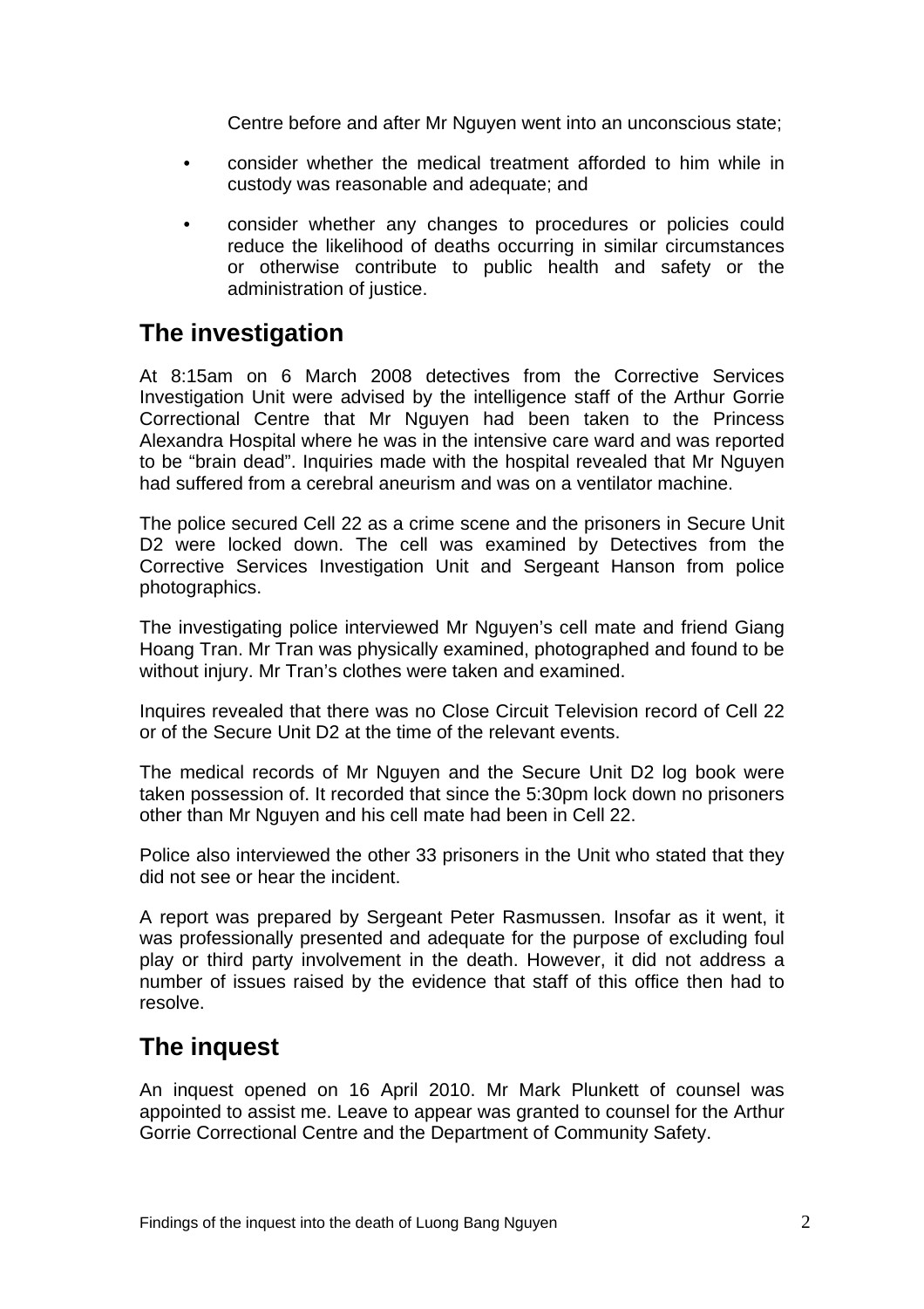Centre before and after Mr Nguyen went into an unconscious state;

- consider whether the medical treatment afforded to him while in custody was reasonable and adequate; and
- consider whether any changes to procedures or policies could reduce the likelihood of deaths occurring in similar circumstances or otherwise contribute to public health and safety or the administration of justice.

## The investigation

At 8:15am on 6 March 2008 detectives from the Corrective Services Investigation Unit were advised by the intelligence staff of the Arthur Gorrie Correctional Centre that Mr Nguyen had been taken to the Princess Alexandra Hospital where he was in the intensive care ward and was reported to be "brain dead". Inquiries made with the hospital revealed that Mr Nguyen had suffered from a cerebral aneurism and was on a ventilator machine.

The police secured Cell 22 as a crime scene and the prisoners in Secure Unit D2 were locked down. The cell was examined by Detectives from the Corrective Services Investigation Unit and Sergeant Hanson from police photographics.

The investigating police interviewed Mr Nguyen's cell mate and friend Giang Hoang Tran. Mr Tran was physically examined, photographed and found to be without injury. Mr Tran's clothes were taken and examined.

Inquires revealed that there was no Close Circuit Television record of Cell 22 or of the Secure Unit D2 at the time of the relevant events.

The medical records of Mr Nguyen and the Secure Unit D2 log book were taken possession of. It recorded that since the 5:30pm lock down no prisoners other than Mr Nguyen and his cell mate had been in Cell 22.

Police also interviewed the other 33 prisoners in the Unit who stated that they did not see or hear the incident.

A report was prepared by Sergeant Peter Rasmussen. Insofar as it went, it was professionally presented and adequate for the purpose of excluding foul play or third party involvement in the death. However, it did not address a number of issues raised by the evidence that staff of this office then had to resolve.

## The inquest

An inquest opened on 16 April 2010. Mr Mark Plunkett of counsel was appointed to assist me. Leave to appear was granted to counsel for the Arthur Gorrie Correctional Centre and the Department of Community Safety.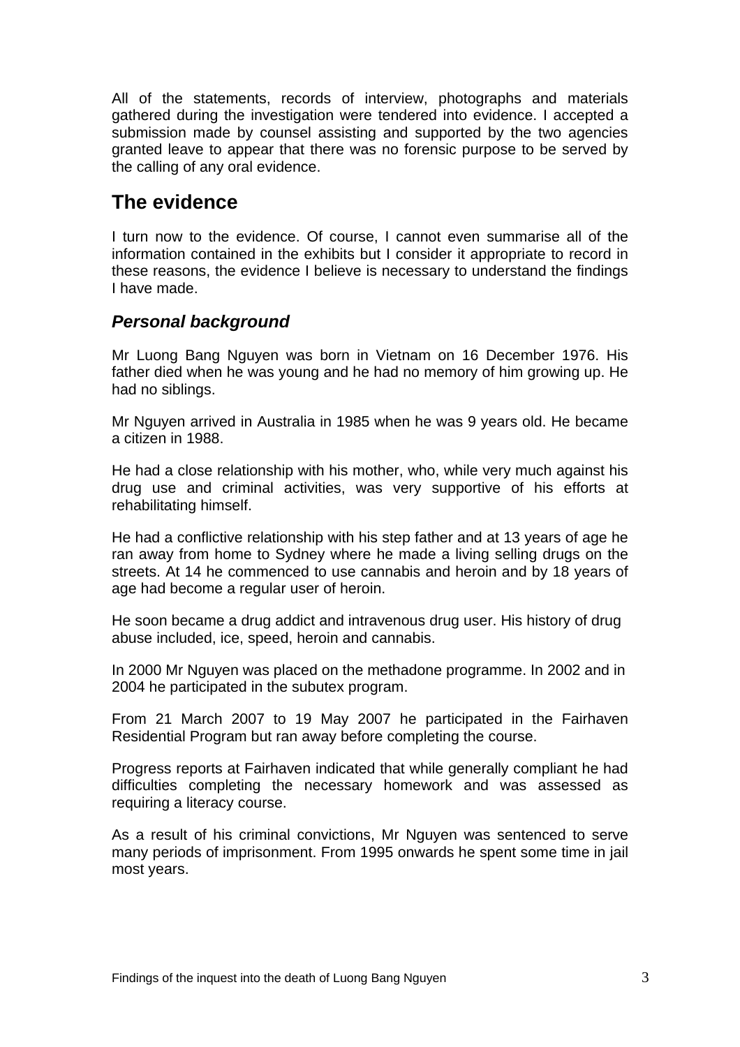All of the statements, records of interview, photographs and materials gathered during the investigation were tendered into evidence. I accepted a submission made by counsel assisting and supported by the two agencies granted leave to appear that there was no forensic purpose to be served by the calling of any oral evidence.

## The evidence

I turn now to the evidence. Of course, I cannot even summarise all of the information contained in the exhibits but I consider it appropriate to record in these reasons, the evidence I believe is necessary to understand the findings I have made.

### *Personal background*

Mr Luong Bang Nguyen was born in Vietnam on 16 December 1976. His father died when he was young and he had no memory of him growing up. He had no siblings.

Mr Nguyen arrived in Australia in 1985 when he was 9 years old. He became a citizen in 1988.

He had a close relationship with his mother, who, while very much against his drug use and criminal activities, was very supportive of his efforts at rehabilitating himself.

He had a conflictive relationship with his step father and at 13 years of age he ran away from home to Sydney where he made a living selling drugs on the streets. At 14 he commenced to use cannabis and heroin and by 18 years of age had become a regular user of heroin.

He soon became a drug addict and intravenous drug user. His history of drug abuse included, ice, speed, heroin and cannabis.

In 2000 Mr Nguyen was placed on the methadone programme. In 2002 and in 2004 he participated in the subutex program.

From 21 March 2007 to 19 May 2007 he participated in the Fairhaven Residential Program but ran away before completing the course.

Progress reports at Fairhaven indicated that while generally compliant he had difficulties completing the necessary homework and was assessed as requiring a literacy course.

As a result of his criminal convictions, Mr Nguyen was sentenced to serve many periods of imprisonment. From 1995 onwards he spent some time in jail most years.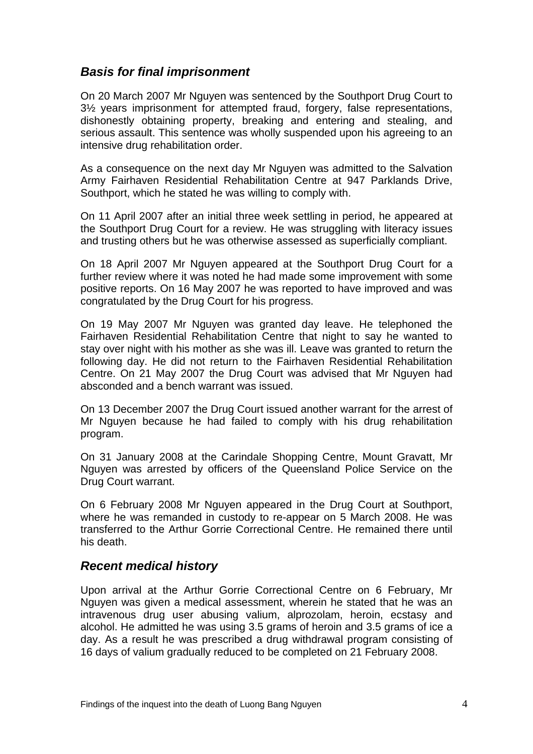## *Basis for final imprisonment*

On 20 March 2007 Mr Nguyen was sentenced by the Southport Drug Court to 3½ years imprisonment for attempted fraud, forgery, false representations, dishonestly obtaining property, breaking and entering and stealing, and serious assault. This sentence was wholly suspended upon his agreeing to an intensive drug rehabilitation order.

As a consequence on the next day Mr Nguyen was admitted to the Salvation Army Fairhaven Residential Rehabilitation Centre at 947 Parklands Drive, Southport, which he stated he was willing to comply with.

On 11 April 2007 after an initial three week settling in period, he appeared at the Southport Drug Court for a review. He was struggling with literacy issues and trusting others but he was otherwise assessed as superficially compliant.

On 18 April 2007 Mr Nguyen appeared at the Southport Drug Court for a further review where it was noted he had made some improvement with some positive reports. On 16 May 2007 he was reported to have improved and was congratulated by the Drug Court for his progress.

On 19 May 2007 Mr Nguyen was granted day leave. He telephoned the Fairhaven Residential Rehabilitation Centre that night to say he wanted to stay over night with his mother as she was ill. Leave was granted to return the following day. He did not return to the Fairhaven Residential Rehabilitation Centre. On 21 May 2007 the Drug Court was advised that Mr Nguyen had absconded and a bench warrant was issued.

On 13 December 2007 the Drug Court issued another warrant for the arrest of Mr Nguyen because he had failed to comply with his drug rehabilitation program.

On 31 January 2008 at the Carindale Shopping Centre, Mount Gravatt, Mr Nguyen was arrested by officers of the Queensland Police Service on the Drug Court warrant.

On 6 February 2008 Mr Nguyen appeared in the Drug Court at Southport, where he was remanded in custody to re-appear on 5 March 2008. He was transferred to the Arthur Gorrie Correctional Centre. He remained there until his death.

## *Recent medical history*

Upon arrival at the Arthur Gorrie Correctional Centre on 6 February, Mr Nguyen was given a medical assessment, wherein he stated that he was an intravenous drug user abusing valium, alprozolam, heroin, ecstasy and alcohol. He admitted he was using 3.5 grams of heroin and 3.5 grams of ice a day. As a result he was prescribed a drug withdrawal program consisting of 16 days of valium gradually reduced to be completed on 21 February 2008.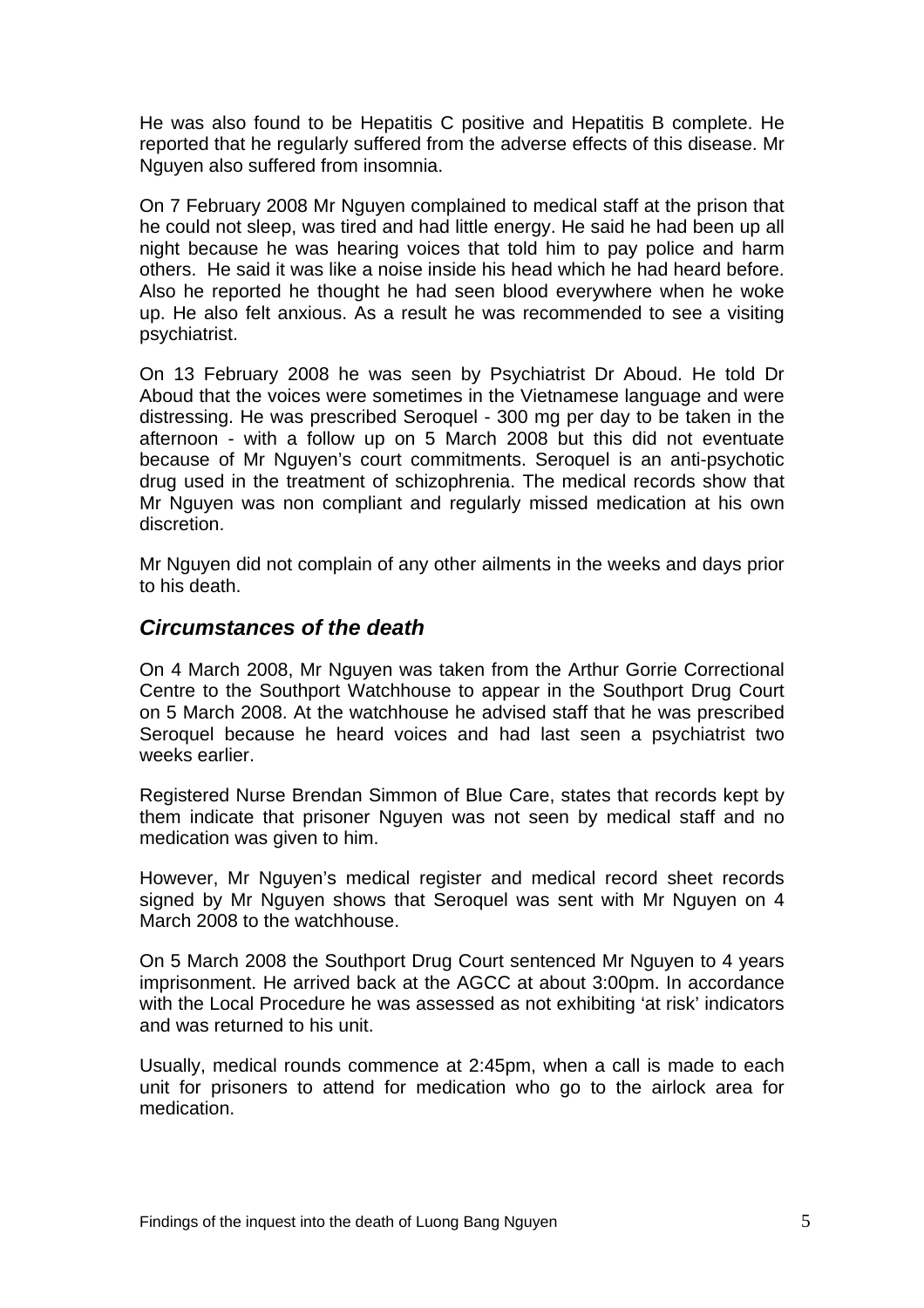He was also found to be Hepatitis C positive and Hepatitis B complete. He reported that he regularly suffered from the adverse effects of this disease. Mr Nguyen also suffered from insomnia.

On 7 February 2008 Mr Nguyen complained to medical staff at the prison that he could not sleep, was tired and had little energy. He said he had been up all night because he was hearing voices that told him to pay police and harm others. He said it was like a noise inside his head which he had heard before. Also he reported he thought he had seen blood everywhere when he woke up. He also felt anxious. As a result he was recommended to see a visiting psychiatrist.

On 13 February 2008 he was seen by Psychiatrist Dr Aboud. He told Dr Aboud that the voices were sometimes in the Vietnamese language and were distressing. He was prescribed Seroquel - 300 mg per day to be taken in the afternoon - with a follow up on 5 March 2008 but this did not eventuate because of Mr Nguyen's court commitments. Seroquel is an anti-psychotic drug used in the treatment of schizophrenia. The medical records show that Mr Nguyen was non compliant and regularly missed medication at his own discretion.

Mr Nguyen did not complain of any other ailments in the weeks and days prior to his death.

## *Circumstances of the death*

On 4 March 2008, Mr Nguyen was taken from the Arthur Gorrie Correctional Centre to the Southport Watchhouse to appear in the Southport Drug Court on 5 March 2008. At the watchhouse he advised staff that he was prescribed Seroquel because he heard voices and had last seen a psychiatrist two weeks earlier.

Registered Nurse Brendan Simmon of Blue Care, states that records kept by them indicate that prisoner Nguyen was not seen by medical staff and no medication was given to him.

However, Mr Nguyen's medical register and medical record sheet records signed by Mr Nguyen shows that Seroquel was sent with Mr Nguyen on 4 March 2008 to the watchhouse.

On 5 March 2008 the Southport Drug Court sentenced Mr Nguyen to 4 years imprisonment. He arrived back at the AGCC at about 3:00pm. In accordance with the Local Procedure he was assessed as not exhibiting 'at risk' indicators and was returned to his unit.

Usually, medical rounds commence at 2:45pm, when a call is made to each unit for prisoners to attend for medication who go to the airlock area for medication.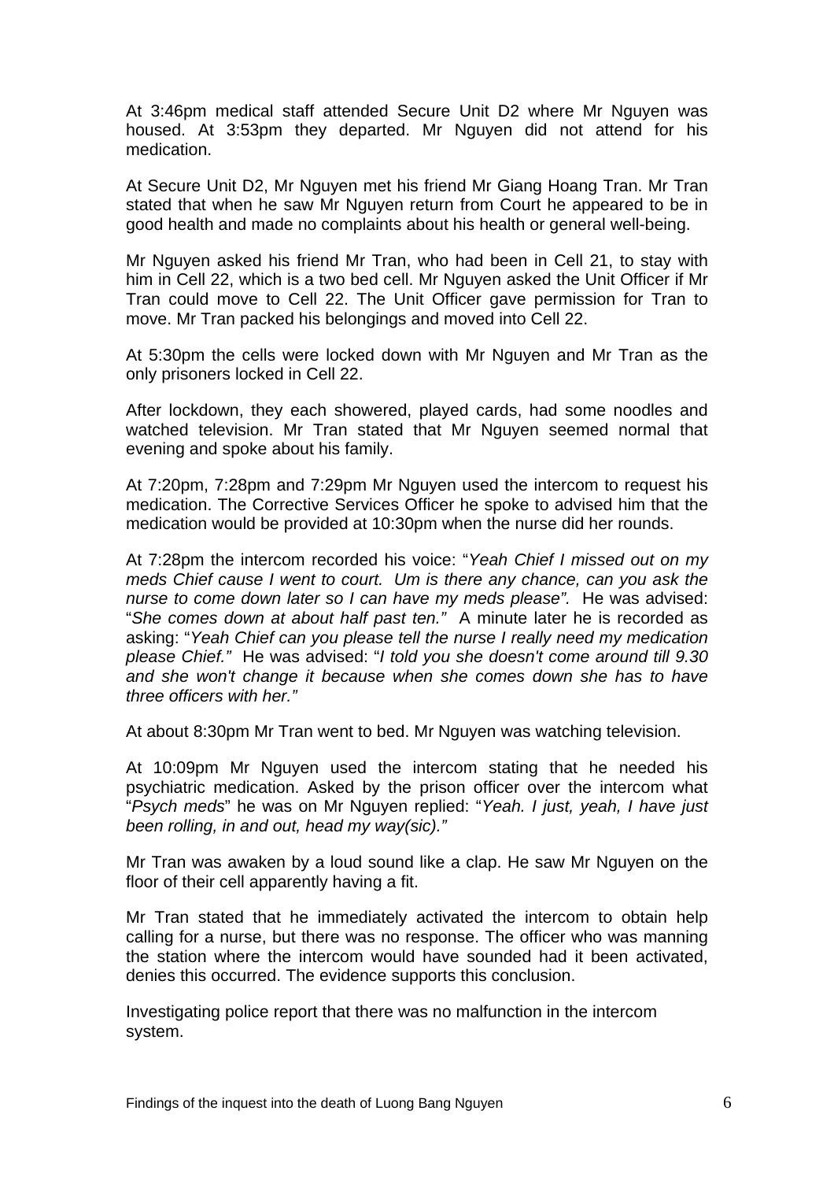At 3:46pm medical staff attended Secure Unit D2 where Mr Nguyen was housed. At 3:53pm they departed. Mr Nguyen did not attend for his medication.

At Secure Unit D2, Mr Nguyen met his friend Mr Giang Hoang Tran. Mr Tran stated that when he saw Mr Nguyen return from Court he appeared to be in good health and made no complaints about his health or general well-being.

Mr Nguyen asked his friend Mr Tran, who had been in Cell 21, to stay with him in Cell 22, which is a two bed cell. Mr Nguyen asked the Unit Officer if Mr Tran could move to Cell 22. The Unit Officer gave permission for Tran to move. Mr Tran packed his belongings and moved into Cell 22.

At 5:30pm the cells were locked down with Mr Nguyen and Mr Tran as the only prisoners locked in Cell 22.

After lockdown, they each showered, played cards, had some noodles and watched television. Mr Tran stated that Mr Nguyen seemed normal that evening and spoke about his family.

At 7:20pm, 7:28pm and 7:29pm Mr Nguyen used the intercom to request his medication. The Corrective Services Officer he spoke to advised him that the medication would be provided at 10:30pm when the nurse did her rounds.

At 7:28pm the intercom recorded his voice: "*Yeah Chief I missed out on my meds Chief cause I went to court. Um is there any chance, can you ask the nurse to come down later so I can have my meds please".* He was advised: "*She comes down at about half past ten."* A minute later he is recorded as asking: "*Yeah Chief can you please tell the nurse I really need my medication please Chief."* He was advised: "*I told you she doesn't come around till 9.30 and she won't change it because when she comes down she has to have three officers with her."*

At about 8:30pm Mr Tran went to bed. Mr Nguyen was watching television.

At 10:09pm Mr Nguyen used the intercom stating that he needed his psychiatric medication. Asked by the prison officer over the intercom what "*Psych meds*" he was on Mr Nguyen replied: "*Yeah. I just, yeah, I have just been rolling, in and out, head my way(sic)."*

Mr Tran was awaken by a loud sound like a clap. He saw Mr Nguyen on the floor of their cell apparently having a fit.

Mr Tran stated that he immediately activated the intercom to obtain help calling for a nurse, but there was no response. The officer who was manning the station where the intercom would have sounded had it been activated, denies this occurred. The evidence supports this conclusion.

Investigating police report that there was no malfunction in the intercom system.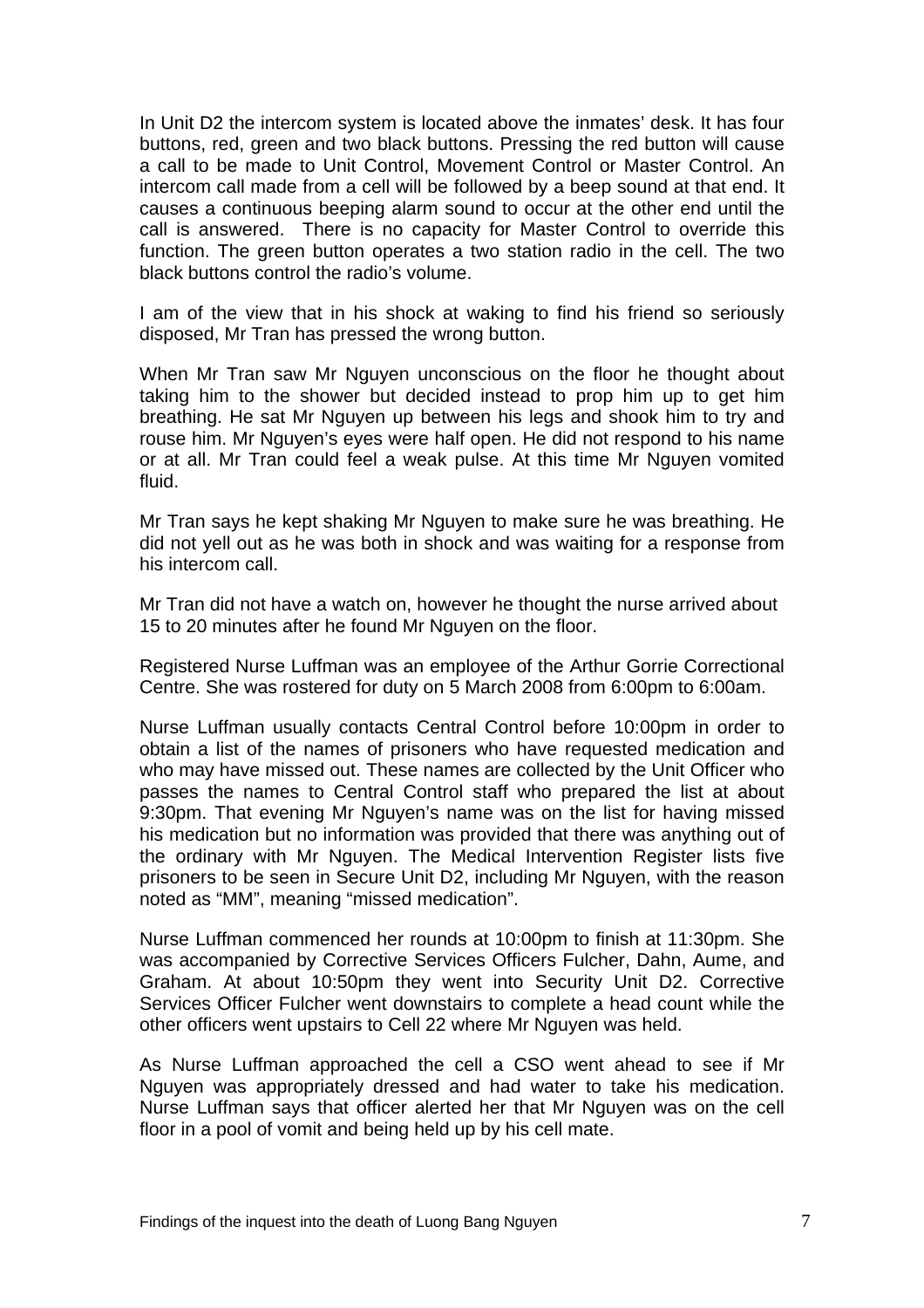In Unit D2 the intercom system is located above the inmates' desk. It has four buttons, red, green and two black buttons. Pressing the red button will cause a call to be made to Unit Control, Movement Control or Master Control. An intercom call made from a cell will be followed by a beep sound at that end. It causes a continuous beeping alarm sound to occur at the other end until the call is answered. There is no capacity for Master Control to override this function. The green button operates a two station radio in the cell. The two black buttons control the radio's volume.

I am of the view that in his shock at waking to find his friend so seriously disposed, Mr Tran has pressed the wrong button.

When Mr Tran saw Mr Nguyen unconscious on the floor he thought about taking him to the shower but decided instead to prop him up to get him breathing. He sat Mr Nguyen up between his legs and shook him to try and rouse him. Mr Nguyen's eyes were half open. He did not respond to his name or at all. Mr Tran could feel a weak pulse. At this time Mr Nguyen vomited fluid.

Mr Tran says he kept shaking Mr Nguyen to make sure he was breathing. He did not yell out as he was both in shock and was waiting for a response from his intercom call.

Mr Tran did not have a watch on, however he thought the nurse arrived about 15 to 20 minutes after he found Mr Nguyen on the floor.

Registered Nurse Luffman was an employee of the Arthur Gorrie Correctional Centre. She was rostered for duty on 5 March 2008 from 6:00pm to 6:00am.

Nurse Luffman usually contacts Central Control before 10:00pm in order to obtain a list of the names of prisoners who have requested medication and who may have missed out. These names are collected by the Unit Officer who passes the names to Central Control staff who prepared the list at about 9:30pm. That evening Mr Nguyen's name was on the list for having missed his medication but no information was provided that there was anything out of the ordinary with Mr Nguyen. The Medical Intervention Register lists five prisoners to be seen in Secure Unit D2, including Mr Nguyen, with the reason noted as "MM", meaning "missed medication".

Nurse Luffman commenced her rounds at 10:00pm to finish at 11:30pm. She was accompanied by Corrective Services Officers Fulcher, Dahn, Aume, and Graham. At about 10:50pm they went into Security Unit D2. Corrective Services Officer Fulcher went downstairs to complete a head count while the other officers went upstairs to Cell 22 where Mr Nguyen was held.

As Nurse Luffman approached the cell a CSO went ahead to see if Mr Nguyen was appropriately dressed and had water to take his medication. Nurse Luffman says that officer alerted her that Mr Nguyen was on the cell floor in a pool of vomit and being held up by his cell mate.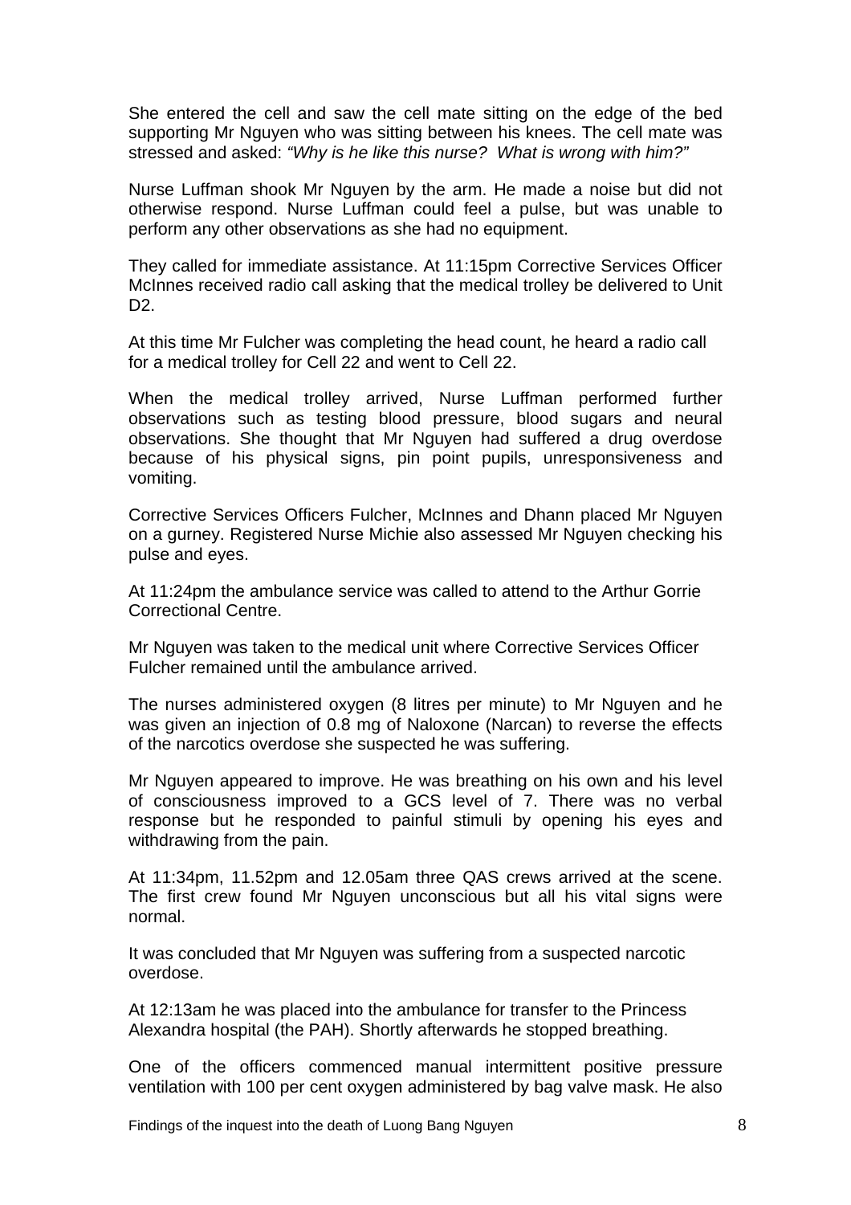She entered the cell and saw the cell mate sitting on the edge of the bed supporting Mr Nguyen who was sitting between his knees. The cell mate was stressed and asked: *"Why is he like this nurse? What is wrong with him?"*

Nurse Luffman shook Mr Nguyen by the arm. He made a noise but did not otherwise respond. Nurse Luffman could feel a pulse, but was unable to perform any other observations as she had no equipment.

They called for immediate assistance. At 11:15pm Corrective Services Officer McInnes received radio call asking that the medical trolley be delivered to Unit D2.

At this time Mr Fulcher was completing the head count, he heard a radio call for a medical trolley for Cell 22 and went to Cell 22.

When the medical trolley arrived, Nurse Luffman performed further observations such as testing blood pressure, blood sugars and neural observations. She thought that Mr Nguyen had suffered a drug overdose because of his physical signs, pin point pupils, unresponsiveness and vomiting.

Corrective Services Officers Fulcher, McInnes and Dhann placed Mr Nguyen on a gurney. Registered Nurse Michie also assessed Mr Nguyen checking his pulse and eyes.

At 11:24pm the ambulance service was called to attend to the Arthur Gorrie Correctional Centre.

Mr Nguyen was taken to the medical unit where Corrective Services Officer Fulcher remained until the ambulance arrived.

The nurses administered oxygen (8 litres per minute) to Mr Nguyen and he was given an injection of 0.8 mg of Naloxone (Narcan) to reverse the effects of the narcotics overdose she suspected he was suffering.

Mr Nguyen appeared to improve. He was breathing on his own and his level of consciousness improved to a GCS level of 7. There was no verbal response but he responded to painful stimuli by opening his eyes and withdrawing from the pain.

At 11:34pm, 11.52pm and 12.05am three QAS crews arrived at the scene. The first crew found Mr Nguyen unconscious but all his vital signs were normal.

It was concluded that Mr Nguyen was suffering from a suspected narcotic overdose.

At 12:13am he was placed into the ambulance for transfer to the Princess Alexandra hospital (the PAH). Shortly afterwards he stopped breathing.

One of the officers commenced manual intermittent positive pressure ventilation with 100 per cent oxygen administered by bag valve mask. He also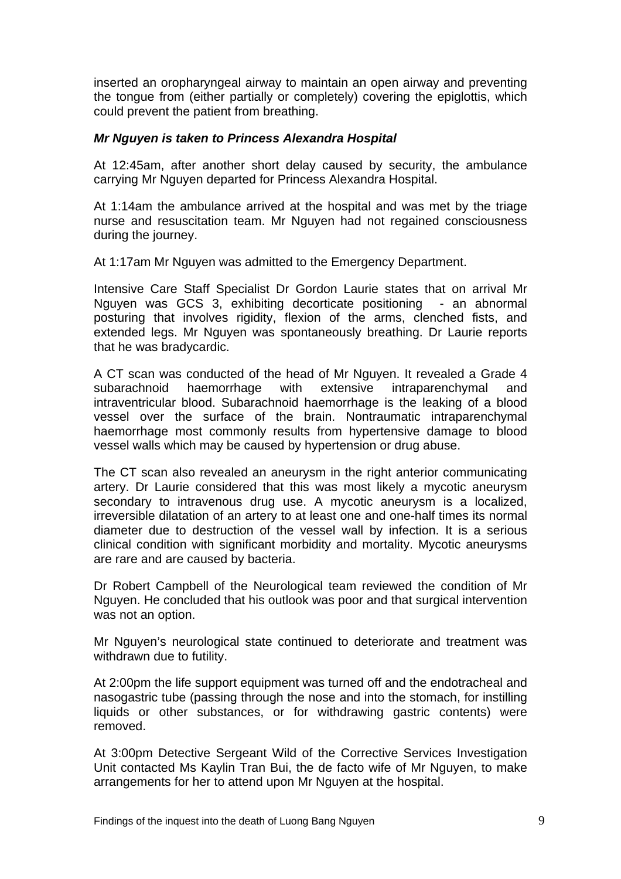inserted an oropharyngeal airway to maintain an open airway and preventing the tongue from (either partially or completely) covering the epiglottis, which could prevent the patient from breathing.

***Mr Nguyen is taken to Princess Alexandra Hospital***

At 12:45am, after another short delay caused by security, the ambulance carrying Mr Nguyen departed for Princess Alexandra Hospital.

At 1:14am the ambulance arrived at the hospital and was met by the triage nurse and resuscitation team. Mr Nguyen had not regained consciousness during the journey.

At 1:17am Mr Nguyen was admitted to the Emergency Department.

Intensive Care Staff Specialist Dr Gordon Laurie states that on arrival Mr Nguyen was GCS 3, exhibiting decorticate positioning - an abnormal posturing that involves rigidity, flexion of the arms, clenched fists, and extended legs. Mr Nguyen was spontaneously breathing. Dr Laurie reports that he was bradycardic.

A CT scan was conducted of the head of Mr Nguyen. It revealed a Grade 4 subarachnoid haemorrhage with extensive intraparenchymal and intraventricular blood. Subarachnoid haemorrhage is the leaking of a blood vessel over the surface of the brain. Nontraumatic intraparenchymal haemorrhage most commonly results from hypertensive damage to blood vessel walls which may be caused by hypertension or drug abuse.

The CT scan also revealed an aneurysm in the right anterior communicating artery. Dr Laurie considered that this was most likely a mycotic aneurysm secondary to intravenous drug use. A mycotic aneurysm is a localized, irreversible dilatation of an artery to at least one and one-half times its normal diameter due to destruction of the vessel wall by infection. It is a serious clinical condition with significant morbidity and mortality. Mycotic aneurysms are rare and are caused by bacteria.

Dr Robert Campbell of the Neurological team reviewed the condition of Mr Nguyen. He concluded that his outlook was poor and that surgical intervention was not an option.

Mr Nguyen's neurological state continued to deteriorate and treatment was withdrawn due to futility.

At 2:00pm the life support equipment was turned off and the endotracheal and nasogastric tube (passing through the nose and into the stomach, for instilling liquids or other substances, or for withdrawing gastric contents) were removed.

At 3:00pm Detective Sergeant Wild of the Corrective Services Investigation Unit contacted Ms Kaylin Tran Bui, the de facto wife of Mr Nguyen, to make arrangements for her to attend upon Mr Nguyen at the hospital.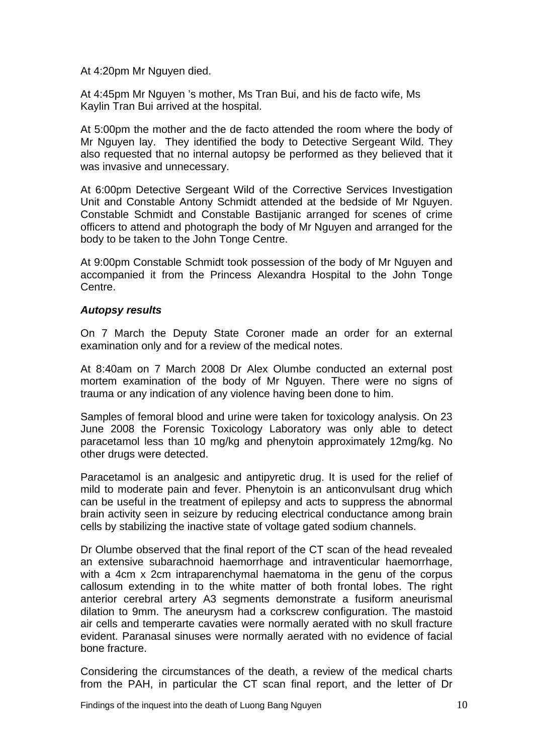At 4:20pm Mr Nguyen died.

At 4:45pm Mr Nguyen 's mother, Ms Tran Bui, and his de facto wife, Ms Kaylin Tran Bui arrived at the hospital.

At 5:00pm the mother and the de facto attended the room where the body of Mr Nguyen lay. They identified the body to Detective Sergeant Wild. They also requested that no internal autopsy be performed as they believed that it was invasive and unnecessary.

At 6:00pm Detective Sergeant Wild of the Corrective Services Investigation Unit and Constable Antony Schmidt attended at the bedside of Mr Nguyen. Constable Schmidt and Constable Bastijanic arranged for scenes of crime officers to attend and photograph the body of Mr Nguyen and arranged for the body to be taken to the John Tonge Centre.

At 9:00pm Constable Schmidt took possession of the body of Mr Nguyen and accompanied it from the Princess Alexandra Hospital to the John Tonge Centre.

### *Autopsy results*

On 7 March the Deputy State Coroner made an order for an external examination only and for a review of the medical notes.

At 8:40am on 7 March 2008 Dr Alex Olumbe conducted an external post mortem examination of the body of Mr Nguyen. There were no signs of trauma or any indication of any violence having been done to him.

Samples of femoral blood and urine were taken for toxicology analysis. On 23 June 2008 the Forensic Toxicology Laboratory was only able to detect paracetamol less than 10 mg/kg and phenytoin approximately 12mg/kg. No other drugs were detected.

Paracetamol is an analgesic and antipyretic drug. It is used for the relief of mild to moderate pain and fever. Phenytoin is an anticonvulsant drug which can be useful in the treatment of epilepsy and acts to suppress the abnormal brain activity seen in seizure by reducing electrical conductance among brain cells by stabilizing the inactive state of voltage gated sodium channels.

Dr Olumbe observed that the final report of the CT scan of the head revealed an extensive subarachnoid haemorrhage and intraventicular haemorrhage, with a 4cm x 2cm intraparenchymal haematoma in the genu of the corpus callosum extending in to the white matter of both frontal lobes. The right anterior cerebral artery A3 segments demonstrate a fusiform aneurismal dilation to 9mm. The aneurysm had a corkscrew configuration. The mastoid air cells and temperarte cavaties were normally aerated with no skull fracture evident. Paranasal sinuses were normally aerated with no evidence of facial bone fracture.

Considering the circumstances of the death, a review of the medical charts from the PAH, in particular the CT scan final report, and the letter of Dr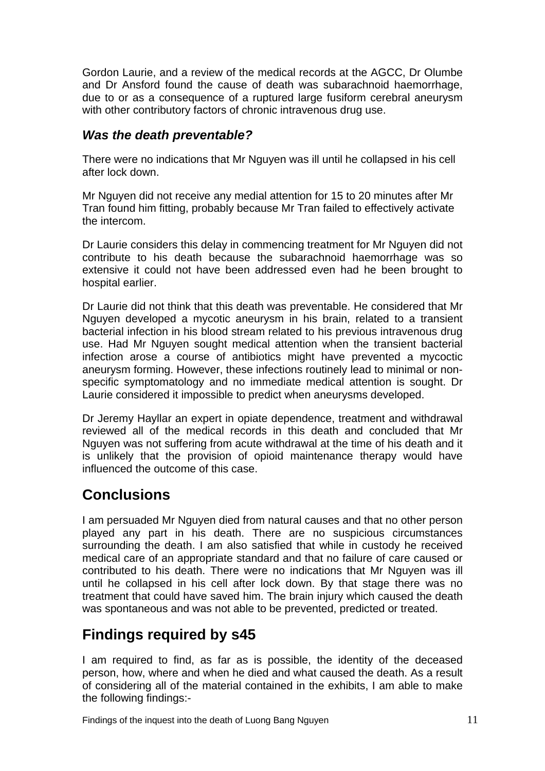Gordon Laurie, and a review of the medical records at the AGCC, Dr Olumbe and Dr Ansford found the cause of death was subarachnoid haemorrhage, due to or as a consequence of a ruptured large fusiform cerebral aneurysm with other contributory factors of chronic intravenous drug use.

### *Was the death preventable?*

There were no indications that Mr Nguyen was ill until he collapsed in his cell after lock down.

Mr Nguyen did not receive any medial attention for 15 to 20 minutes after Mr Tran found him fitting, probably because Mr Tran failed to effectively activate the intercom.

Dr Laurie considers this delay in commencing treatment for Mr Nguyen did not contribute to his death because the subarachnoid haemorrhage was so extensive it could not have been addressed even had he been brought to hospital earlier.

Dr Laurie did not think that this death was preventable. He considered that Mr Nguyen developed a mycotic aneurysm in his brain, related to a transient bacterial infection in his blood stream related to his previous intravenous drug use. Had Mr Nguyen sought medical attention when the transient bacterial infection arose a course of antibiotics might have prevented a mycoctic aneurysm forming. However, these infections routinely lead to minimal or non-specific symptomatology and no immediate medical attention is sought. Dr Laurie considered it impossible to predict when aneurysms developed.

Dr Jeremy Hayllar an expert in opiate dependence, treatment and withdrawal reviewed all of the medical records in this death and concluded that Mr Nguyen was not suffering from acute withdrawal at the time of his death and it is unlikely that the provision of opioid maintenance therapy would have influenced the outcome of this case.

## Conclusions

I am persuaded Mr Nguyen died from natural causes and that no other person played any part in his death. There are no suspicious circumstances surrounding the death. I am also satisfied that while in custody he received medical care of an appropriate standard and that no failure of care caused or contributed to his death. There were no indications that Mr Nguyen was ill until he collapsed in his cell after lock down. By that stage there was no treatment that could have saved him. The brain injury which caused the death was spontaneous and was not able to be prevented, predicted or treated.

## Findings required by s45

I am required to find, as far as is possible, the identity of the deceased person, how, where and when he died and what caused the death. As a result of considering all of the material contained in the exhibits, I am able to make the following findings:-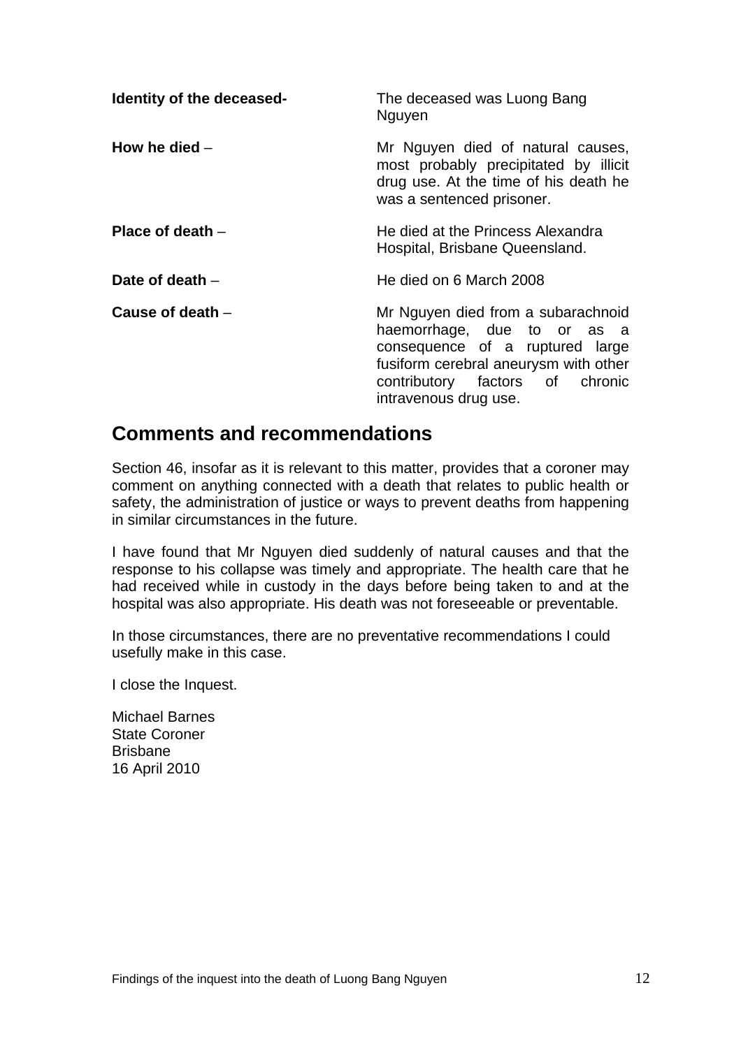**Identity of the deceased-** The deceased was Luong Bang Nguyen

**How he died** – Mr Nguyen died of natural causes, most probably precipitated by illicit drug use. At the time of his death he was a sentenced prisoner.

**Place of death** – He died at the Princess Alexandra Hospital, Brisbane Queensland.

**Date of death** – He died on 6 March 2008

**Cause of death** – Mr Nguyen died from a subarachnoid haemorrhage, due to or as a consequence of a ruptured large fusiform cerebral aneurysm with other contributory factors of chronic intravenous drug use.

## Comments and recommendations

Section 46, insofar as it is relevant to this matter, provides that a coroner may comment on anything connected with a death that relates to public health or safety, the administration of justice or ways to prevent deaths from happening in similar circumstances in the future.

I have found that Mr Nguyen died suddenly of natural causes and that the response to his collapse was timely and appropriate. The health care that he had received while in custody in the days before being taken to and at the hospital was also appropriate. His death was not foreseeable or preventable.

In those circumstances, there are no preventative recommendations I could usefully make in this case.

I close the Inquest.

Michael Barnes
State Coroner
Brisbane
16 April 2010